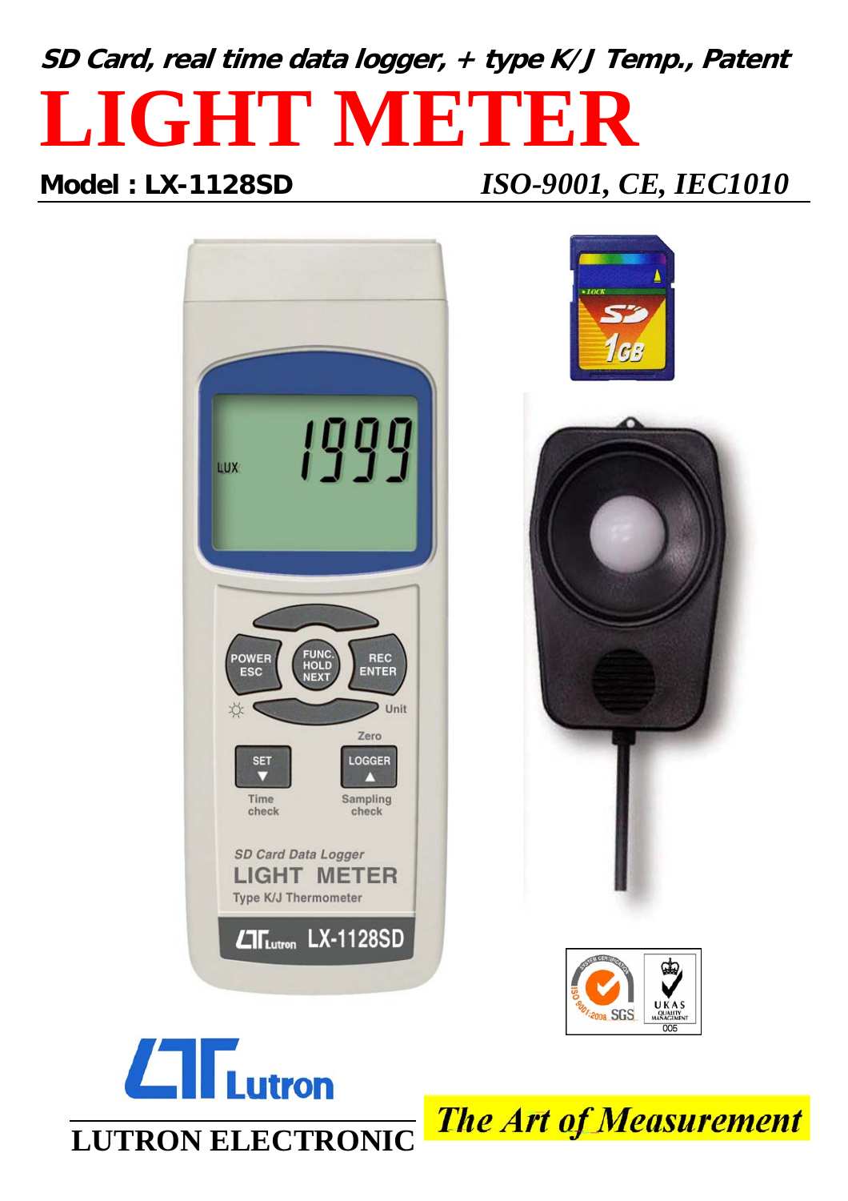**SD Card, real time data logger, + type K/J Temp., Patent**

# LIGHT METER

**Model : LX-1128SD** *ISO-9001, CE, IEC1010*

**LUTRON ELECTRONIC**

***The Art of Measurement***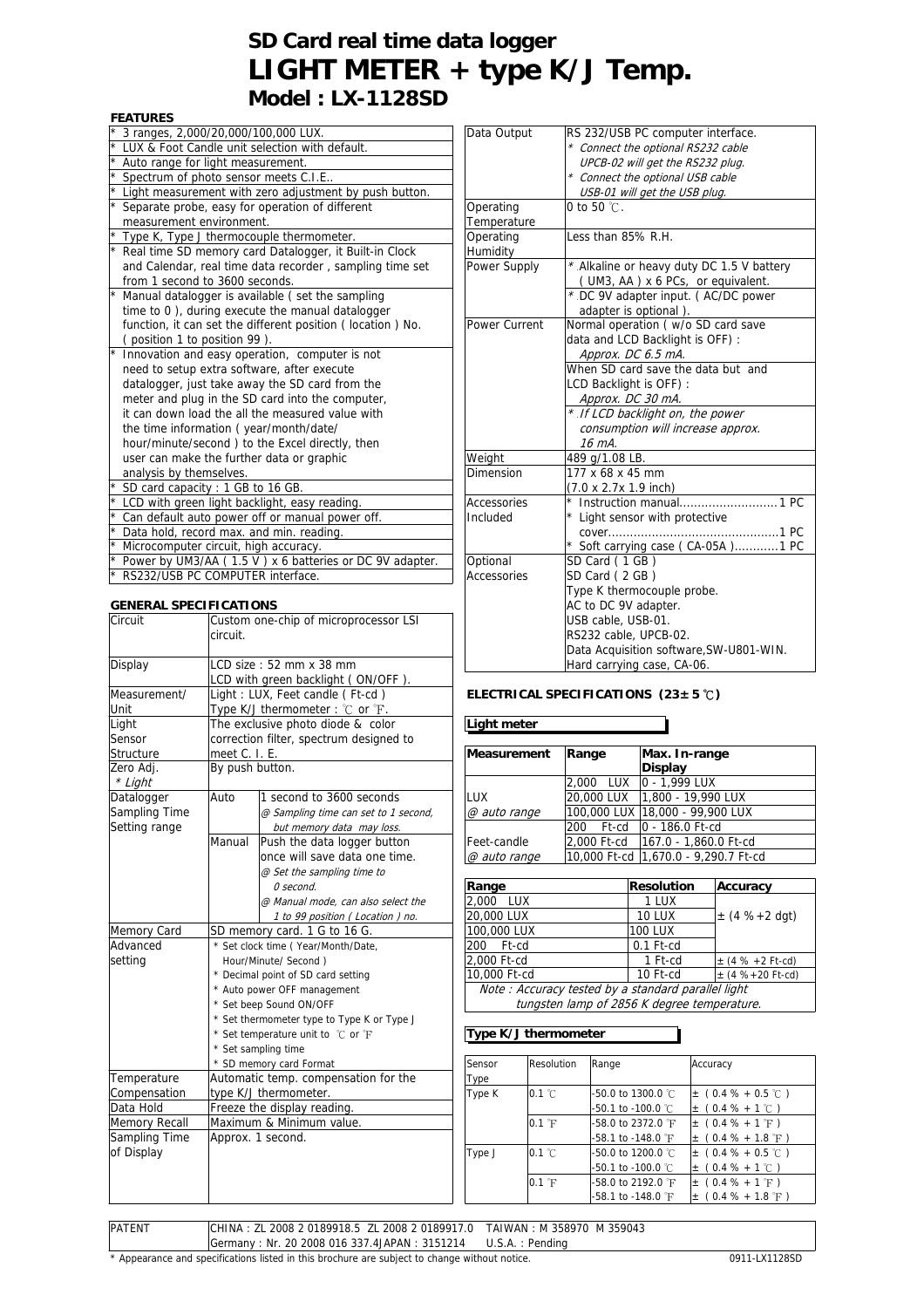# SD Card real time data logger

# LIGHT METER + type K/J Temp.

## Model : LX-1128SD

### FEATURES

* 3 ranges, 2,000/20,000/100,000 LUX.
* LUX & Foot Candle unit selection with default.
* Auto range for light measurement.
* Spectrum of photo sensor meets C.I.E..
* Light measurement with zero adjustment by push button.
* Separate probe, easy for operation of different measurement environment.
* Type K, Type J thermocouple thermometer.
* Real time SD memory card Datalogger, it Built-in Clock and Calendar, real time data recorder , sampling time set from 1 second to 3600 seconds.
* Manual datalogger is available ( set the sampling time to 0 ), during execute the manual datalogger function, it can set the different position ( location ) No. ( position 1 to position 99 ).
* Innovation and easy operation, computer is not need to setup extra software, after execute datalogger, just take away the SD card from the meter and plug in the SD card into the computer, it can down load the all the measured value with the time information ( year/month/date/ hour/minute/second ) to the Excel directly, then user can make the further data or graphic analysis by themselves.
* SD card capacity : 1 GB to 16 GB.
* LCD with green light backlight, easy reading.
* Can default auto power off or manual power off.
* Data hold, record max. and min. reading.
* Microcomputer circuit, high accuracy.
* Power by UM3/AA ( 1.5 V ) x 6 batteries or DC 9V adapter.
* RS232/USB PC COMPUTER interface.

### GENERAL SPECIFICATIONS

| | | |
|---|---|---|
| Circuit | Custom one-chip of microprocessor LSI circuit. | |
| Display | LCD size : 52 mm x 38 mm<br>LCD with green backlight ( ON/OFF ). | |
| Measurement/ Unit | Light : LUX, Feet candle ( Ft-cd )<br>Type K/J thermometer : ℃ or ℉. | |
| Light Sensor Structure | The exclusive photo diode & color correction filter, spectrum designed to meet C. I. E. | |
| Zero Adj. *Light* | By push button. | |
| Datalogger Sampling Time Setting range | Auto | 1 second to 3600 seconds<br>@ *Sampling time can set to 1 second, but memory data may loss.* |
| | Manual | Push the data logger button once will save data one time.<br>@ *Set the sampling time to 0 second.*<br>@ *Manual mode, can also select the 1 to 99 position ( Location ) no.* |
| Memory Card | SD memory card. 1 G to 16 G. | |
| Advanced setting | * Set clock time ( Year/Month/Date, Hour/Minute/ Second )<br>* Decimal point of SD card setting<br>* Auto power OFF management<br>* Set beep Sound ON/OFF<br>* Set thermometer type to Type K or Type J<br>* Set temperature unit to ℃ or ℉<br>* Set sampling time<br>* SD memory card Format | |
| Temperature Compensation | Automatic temp. compensation for the type K/J thermometer. | |
| Data Hold | Freeze the display reading. | |
| Memory Recall | Maximum & Minimum value. | |
| Sampling Time of Display | Approx. 1 second. | |

| | |
|---|---|
| Data Output | RS 232/USB PC computer interface.<br>* *Connect the optional RS232 cable UPCB-02 will get the RS232 plug.*<br>* *Connect the optional USB cable USB-01 will get the USB plug.* |
| Operating Temperature | 0 to 50 ℃. |
| Operating Humidity | Less than 85% R.H. |
| Power Supply | * Alkaline or heavy duty DC 1.5 V battery ( UM3, AA ) x 6 PCs, or equivalent.<br>* DC 9V adapter input. ( AC/DC power adapter is optional ). |
| Power Current | Normal operation ( w/o SD card save data and LCD Backlight is OFF ) :<br>*Approx. DC 6.5 mA.*<br>When SD card save the data but and LCD Backlight is OFF) :<br>*Approx. DC 30 mA.*<br>* *If LCD backlight on, the power consumption will increase approx. 16 mA.* |
| Weight | 489 g/1.08 LB. |
| Dimension | 177 x 68 x 45 mm<br>(7.0 x 2.7x 1.9 inch) |
| Accessories Included | * Instruction manual..........................1 PC<br>* Light sensor with protective cover..............................................1 PC<br>* Soft carrying case ( CA-05A )............1 PC |
| Optional Accessories | SD Card ( 1 GB )<br>SD Card ( 2 GB )<br>Type K thermocouple probe.<br>AC to DC 9V adapter.<br>USB cable, USB-01.<br>RS232 cable, UPCB-02.<br>Data Acquisition software,SW-U801-WIN.<br>Hard carrying case, CA-06. |

### ELECTRICAL SPECIFICATIONS (23± 5 ℃)

**Light meter**

| Measurement | Range | Max. In-range Display |
|---|---|---|
| LUX<br>*@ auto range* | 2,000 LUX | 0 - 1,999 LUX |
| | 20,000 LUX | 1,800 - 19,990 LUX |
| | 100,000 LUX | 18,000 - 99,900 LUX |
| Feet-candle<br>*@ auto range* | 200 Ft-cd | 0 - 186.0 Ft-cd |
| | 2,000 Ft-cd | 167.0 - 1,860.0 Ft-cd |
| | 10,000 Ft-cd | 1,670.0 - 9,290.7 Ft-cd |

| Range | Resolution | Accuracy |
|---|---|---|
| 2,000 LUX | 1 LUX | ± (4 % +2 dgt) |
| 20,000 LUX | 10 LUX | |
| 100,000 LUX | 100 LUX | |
| 200 Ft-cd | 0.1 Ft-cd | |
| 2,000 Ft-cd | 1 Ft-cd | ± (4 % +2 Ft-cd) |
| 10,000 Ft-cd | 10 Ft-cd | ± (4 % +20 Ft-cd) |

*Note : Accuracy tested by a standard parallel light tungsten lamp of 2856 K degree temperature.*

**Type K/J thermometer**

| Sensor Type | Resolution | Range | Accuracy |
|---|---|---|---|
| Type K | 0.1 ℃ | -50.0 to 1300.0 ℃ | ± ( 0.4 % + 0.5 ℃ ) |
| | | -50.1 to -100.0 ℃ | ± ( 0.4 % + 1 ℃ ) |
| | 0.1 ℉ | -58.0 to 2372.0 ℉ | ± ( 0.4 % + 1 ℉ ) |
| | | -58.1 to -148.0 ℉ | ± ( 0.4 % + 1.8 ℉ ) |
| Type J | 0.1 ℃ | -50.0 to 1200.0 ℃ | ± ( 0.4 % + 0.5 ℃ ) |
| | | -50.1 to -100.0 ℃ | ± ( 0.4 % + 1 ℃ ) |
| | 0.1 ℉ | -58.0 to 2192.0 ℉ | ± ( 0.4 % + 1 ℉ ) |
| | | -58.1 to -148.0 ℉ | ± ( 0.4 % + 1.8 ℉ ) |

| | |
|---|---|
| PATENT | CHINA : ZL 2008 2 0189918.5 ZL 2008 2 0189917.0 TAIWAN : M 358970 M 359043<br>Germany : Nr. 20 2008 016 337.4JAPAN : 3151214 U.S.A. : Pending |

* Appearance and specifications listed in this brochure are subject to change without notice. 0911-LX1128SD